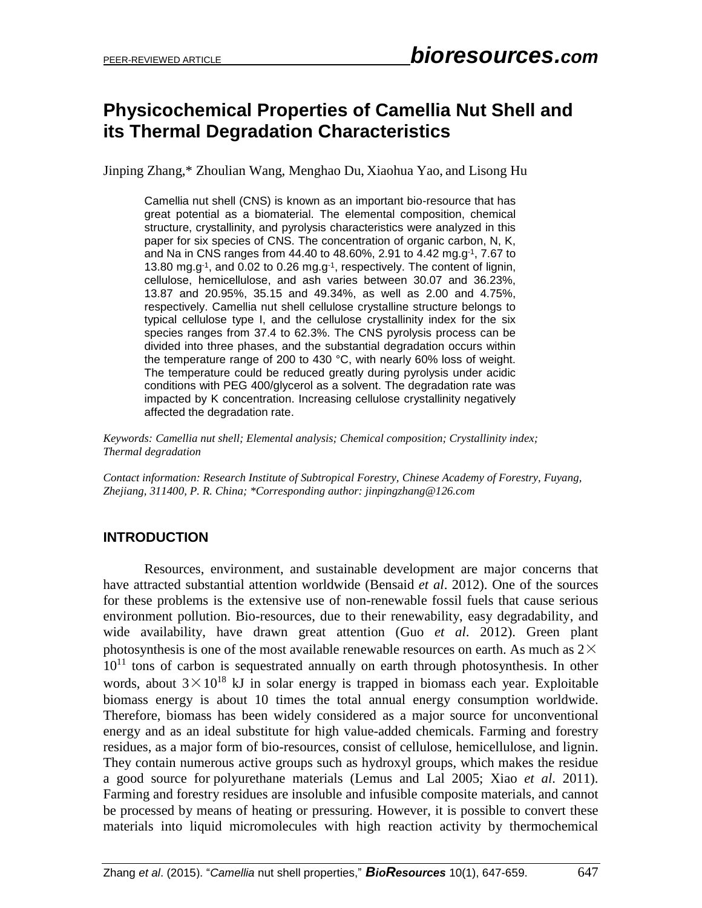# Physicochemical Properties of Camellia Nut Shell and its Thermal Degradation Characteristics

Jinping Zhang,* Zhoulian Wang, Menghao Du, Xiaohua Yao, and Lisong Hu

Camellia nut shell (CNS) is known as an important bio-resource that has great potential as a biomaterial. The elemental composition, chemical structure, crystallinity, and pyrolysis characteristics were analyzed in this paper for six species of CNS. The concentration of organic carbon, N, K, and Na in CNS ranges from 44.40 to 48.60%, 2.91 to 4.42 $mg.g^{-1}$, 7.67 to 13.80 $mg.g^{-1}$, and 0.02 to 0.26 $mg.g^{-1}$, respectively. The content of lignin, cellulose, hemicellulose, and ash varies between 30.07 and 36.23%, 13.87 and 20.95%, 35.15 and 49.34%, as well as 2.00 and 4.75%, respectively. Camellia nut shell cellulose crystalline structure belongs to typical cellulose type I, and the cellulose crystallinity index for the six species ranges from 37.4 to 62.3%. The CNS pyrolysis process can be divided into three phases, and the substantial degradation occurs within the temperature range of 200 to 430 °C, with nearly 60% loss of weight. The temperature could be reduced greatly during pyrolysis under acidic conditions with PEG 400/glycerol as a solvent. The degradation rate was impacted by K concentration. Increasing cellulose crystallinity negatively affected the degradation rate.

*Keywords: Camellia nut shell; Elemental analysis; Chemical composition; Crystallinity index; Thermal degradation*

*Contact information: Research Institute of Subtropical Forestry, Chinese Academy of Forestry, Fuyang, Zhejiang, 311400, P. R. China; \*Corresponding author: jinpingzhang@126.com*

## INTRODUCTION

Resources, environment, and sustainable development are major concerns that have attracted substantial attention worldwide (Bensaid *et al*. 2012). One of the sources for these problems is the extensive use of non-renewable fossil fuels that cause serious environment pollution. Bio-resources, due to their renewability, easy degradability, and wide availability, have drawn great attention (Guo *et al*. 2012). Green plant photosynthesis is one of the most available renewable resources on earth. As much as $2\times10^{11}$ tons of carbon is sequestrated annually on earth through photosynthesis. In other words, about $3\times10^{18}$ kJ in solar energy is trapped in biomass each year. Exploitable biomass energy is about 10 times the total annual energy consumption worldwide. Therefore, biomass has been widely considered as a major source for unconventional energy and as an ideal substitute for high value-added chemicals. Farming and forestry residues, as a major form of bio-resources, consist of cellulose, hemicellulose, and lignin. They contain numerous active groups such as hydroxyl groups, which makes the residue a good source for polyurethane materials (Lemus and Lal 2005; Xiao *et al.* 2011). Farming and forestry residues are insoluble and infusible composite materials, and cannot be processed by means of heating or pressuring. However, it is possible to convert these materials into liquid micromolecules with high reaction activity by thermochemical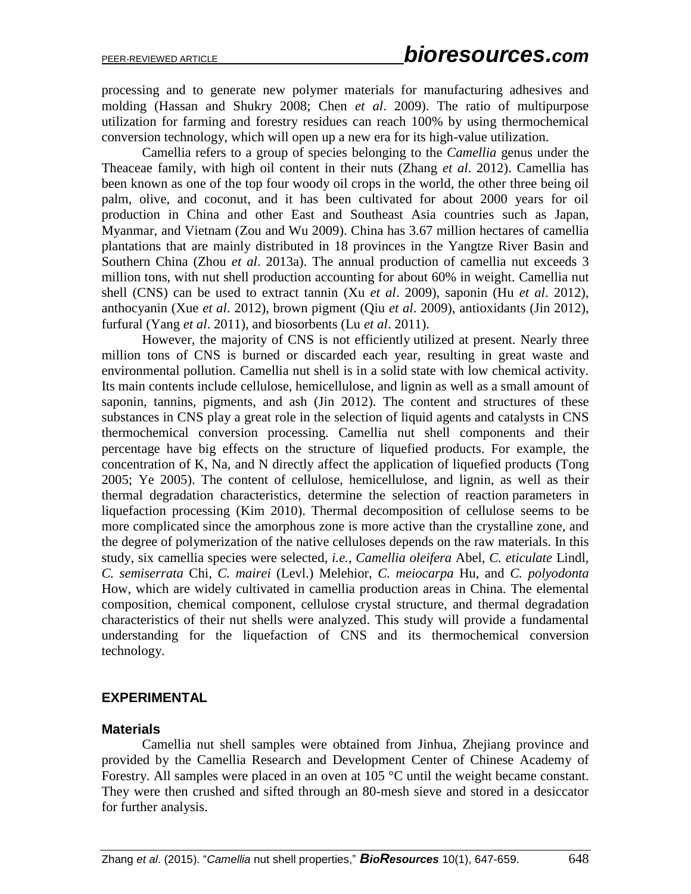processing and to generate new polymer materials for manufacturing adhesives and molding (Hassan and Shukry 2008; Chen *et al*. 2009). The ratio of multipurpose utilization for farming and forestry residues can reach 100% by using thermochemical conversion technology, which will open up a new era for its high-value utilization.

Camellia refers to a group of species belonging to the *Camellia* genus under the Theaceae family, with high oil content in their nuts (Zhang *et al*. 2012). Camellia has been known as one of the top four woody oil crops in the world, the other three being oil palm, olive, and coconut, and it has been cultivated for about 2000 years for oil production in China and other East and Southeast Asia countries such as Japan, Myanmar, and Vietnam (Zou and Wu 2009). China has 3.67 million hectares of camellia plantations that are mainly distributed in 18 provinces in the Yangtze River Basin and Southern China (Zhou *et al*. 2013a). The annual production of camellia nut exceeds 3 million tons, with nut shell production accounting for about 60% in weight. Camellia nut shell (CNS) can be used to extract tannin (Xu *et al*. 2009), saponin (Hu *et al*. 2012), anthocyanin (Xue *et al*. 2012), brown pigment (Qiu *et al*. 2009), antioxidants (Jin 2012), furfural (Yang *et al*. 2011), and biosorbents (Lu *et al*. 2011).

However, the majority of CNS is not efficiently utilized at present. Nearly three million tons of CNS is burned or discarded each year, resulting in great waste and environmental pollution. Camellia nut shell is in a solid state with low chemical activity. Its main contents include cellulose, hemicellulose, and lignin as well as a small amount of saponin, tannins, pigments, and ash (Jin 2012). The content and structures of these substances in CNS play a great role in the selection of liquid agents and catalysts in CNS thermochemical conversion processing. Camellia nut shell components and their percentage have big effects on the structure of liquefied products. For example, the concentration of K, Na, and N directly affect the application of liquefied products (Tong 2005; Ye 2005). The content of cellulose, hemicellulose, and lignin, as well as their thermal degradation characteristics, determine the selection of reaction parameters in liquefaction processing (Kim 2010). Thermal decomposition of cellulose seems to be more complicated since the amorphous zone is more active than the crystalline zone, and the degree of polymerization of the native celluloses depends on the raw materials. In this study, six camellia species were selected, *i.e.*, *Camellia oleifera* Abel, *C. eticulate* Lindl, *C. semiserrata* Chi, *C. mairei* (Levl.) Melehior, *C. meiocarpa* Hu, and *C. polyodonta* How, which are widely cultivated in camellia production areas in China. The elemental composition, chemical component, cellulose crystal structure, and thermal degradation characteristics of their nut shells were analyzed. This study will provide a fundamental understanding for the liquefaction of CNS and its thermochemical conversion technology.

## EXPERIMENTAL

### Materials

Camellia nut shell samples were obtained from Jinhua, Zhejiang province and provided by the Camellia Research and Development Center of Chinese Academy of Forestry. All samples were placed in an oven at 105 °C until the weight became constant. They were then crushed and sifted through an 80-mesh sieve and stored in a desiccator for further analysis.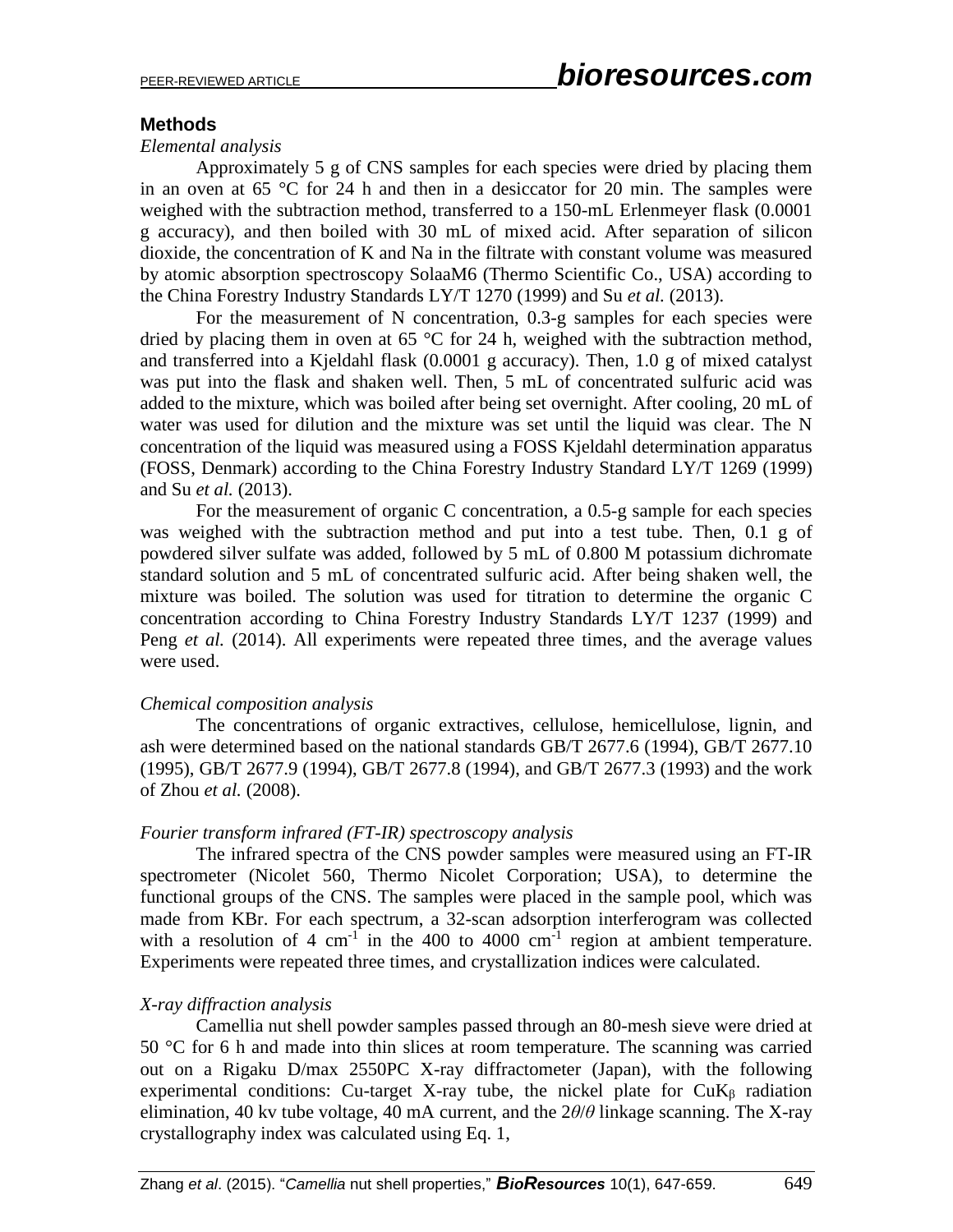## Methods

*Elemental analysis*

Approximately 5 g of CNS samples for each species were dried by placing them in an oven at 65 °C for 24 h and then in a desiccator for 20 min. The samples were weighed with the subtraction method, transferred to a 150-mL Erlenmeyer flask (0.0001 g accuracy), and then boiled with 30 mL of mixed acid. After separation of silicon dioxide, the concentration of K and Na in the filtrate with constant volume was measured by atomic absorption spectroscopy SolaaM6 (Thermo Scientific Co., USA) according to the China Forestry Industry Standards LY/T 1270 (1999) and Su *et al.* (2013).

For the measurement of N concentration, 0.3-g samples for each species were dried by placing them in oven at 65 °C for 24 h, weighed with the subtraction method, and transferred into a Kjeldahl flask (0.0001 g accuracy). Then, 1.0 g of mixed catalyst was put into the flask and shaken well. Then, 5 mL of concentrated sulfuric acid was added to the mixture, which was boiled after being set overnight. After cooling, 20 mL of water was used for dilution and the mixture was set until the liquid was clear. The N concentration of the liquid was measured using a FOSS Kjeldahl determination apparatus (FOSS, Denmark) according to the China Forestry Industry Standard LY/T 1269 (1999) and Su *et al.* (2013).

For the measurement of organic C concentration, a 0.5-g sample for each species was weighed with the subtraction method and put into a test tube. Then, 0.1 g of powdered silver sulfate was added, followed by 5 mL of 0.800 M potassium dichromate standard solution and 5 mL of concentrated sulfuric acid. After being shaken well, the mixture was boiled. The solution was used for titration to determine the organic C concentration according to China Forestry Industry Standards LY/T 1237 (1999) and Peng *et al.* (2014). All experiments were repeated three times, and the average values were used.

*Chemical composition analysis*

The concentrations of organic extractives, cellulose, hemicellulose, lignin, and ash were determined based on the national standards GB/T 2677.6 (1994), GB/T 2677.10 (1995), GB/T 2677.9 (1994), GB/T 2677.8 (1994), and GB/T 2677.3 (1993) and the work of Zhou *et al.* (2008).

*Fourier transform infrared (FT-IR) spectroscopy analysis*

The infrared spectra of the CNS powder samples were measured using an FT-IR spectrometer (Nicolet 560, Thermo Nicolet Corporation; USA), to determine the functional groups of the CNS. The samples were placed in the sample pool, which was made from KBr. For each spectrum, a 32-scan adsorption interferogram was collected with a resolution of 4 $cm^{-1}$ in the 400 to 4000 $cm^{-1}$ region at ambient temperature. Experiments were repeated three times, and crystallization indices were calculated.

*X-ray diffraction analysis*

Camellia nut shell powder samples passed through an 80-mesh sieve were dried at 50 °C for 6 h and made into thin slices at room temperature. The scanning was carried out on a Rigaku D/max 2550PC X-ray diffractometer (Japan), with the following experimental conditions: Cu-target X-ray tube, the nickel plate for $CuK_{\beta}$ radiation elimination, 40 kv tube voltage, 40 mA current, and the $2\theta/\theta$ linkage scanning. The X-ray crystallography index was calculated using Eq. 1,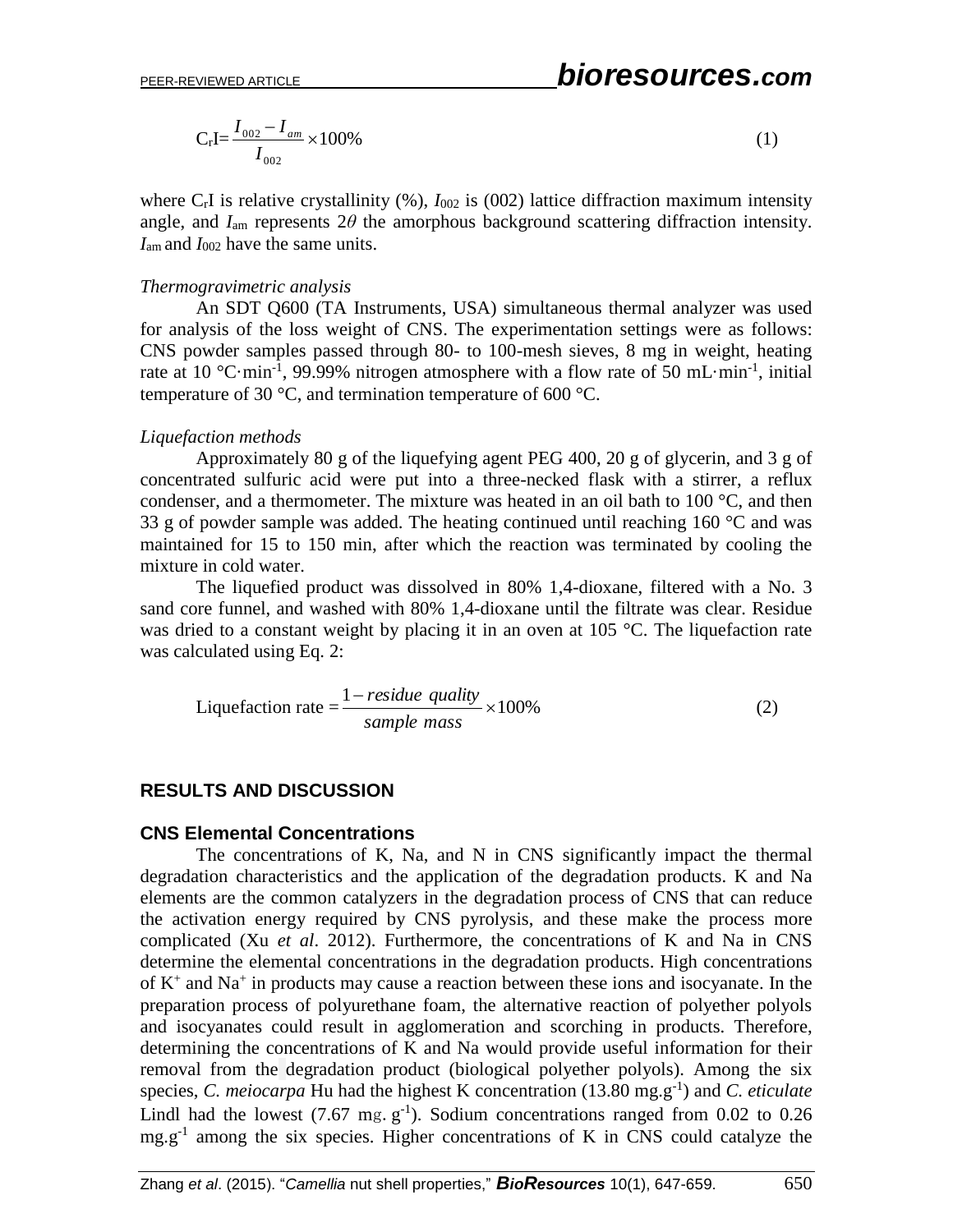$$C_rI = \frac{I_{002} - I_{am}}{I_{002}} \times 100\% \tag{1}$$

where $C_rI$ is relative crystallinity (%), $I_{002}$ is (002) lattice diffraction maximum intensity angle, and $I_{am}$ represents $2\theta$ the amorphous background scattering diffraction intensity. $I_{am}$ and $I_{002}$ have the same units.

*Thermogravimetric analysis*

An SDT Q600 (TA Instruments, USA) simultaneous thermal analyzer was used for analysis of the loss weight of CNS. The experimentation settings were as follows: CNS powder samples passed through 80- to 100-mesh sieves, 8 mg in weight, heating rate at 10 °C·min$^{-1}$, 99.99% nitrogen atmosphere with a flow rate of 50 mL·min$^{-1}$, initial temperature of 30 °C, and termination temperature of 600 °C.

*Liquefaction methods*

Approximately 80 g of the liquefying agent PEG 400, 20 g of glycerin, and 3 g of concentrated sulfuric acid were put into a three-necked flask with a stirrer, a reflux condenser, and a thermometer. The mixture was heated in an oil bath to 100 °C, and then 33 g of powder sample was added. The heating continued until reaching 160 °C and was maintained for 15 to 150 min, after which the reaction was terminated by cooling the mixture in cold water.

The liquefied product was dissolved in 80% 1,4-dioxane, filtered with a No. 3 sand core funnel, and washed with 80% 1,4-dioxane until the filtrate was clear. Residue was dried to a constant weight by placing it in an oven at 105 °C. The liquefaction rate was calculated using Eq. 2:

$$\text{Liquefaction rate} = \frac{1 - \textit{residue quality}}{\textit{sample mass}} \times 100\% \tag{2}$$

## RESULTS AND DISCUSSION

### CNS Elemental Concentrations

The concentrations of K, Na, and N in CNS significantly impact the thermal degradation characteristics and the application of the degradation products. K and Na elements are the common catalyzers in the degradation process of CNS that can reduce the activation energy required by CNS pyrolysis, and these make the process more complicated (Xu *et al*. 2012). Furthermore, the concentrations of K and Na in CNS determine the elemental concentrations in the degradation products. High concentrations of $K^+$ and $Na^+$ in products may cause a reaction between these ions and isocyanate. In the preparation process of polyurethane foam, the alternative reaction of polyether polyols and isocyanates could result in agglomeration and scorching in products. Therefore, determining the concentrations of K and Na would provide useful information for their removal from the degradation product (biological polyether polyols). Among the six species, *C. meiocarpa* Hu had the highest K concentration (13.80 mg.g$^{-1}$) and *C. eticulate* Lindl had the lowest (7.67 mg. g$^{-1}$). Sodium concentrations ranged from 0.02 to 0.26 mg.g$^{-1}$ among the six species. Higher concentrations of K in CNS could catalyze the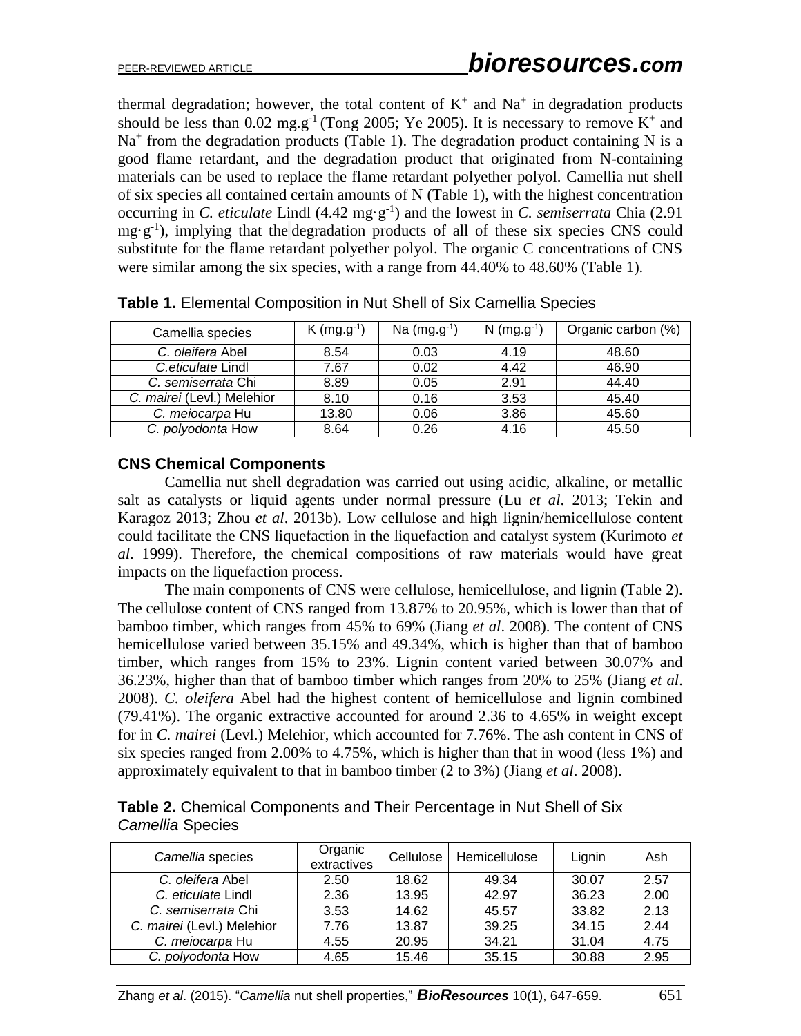thermal degradation; however, the total content of $K^+$ and $Na^+$ in degradation products should be less than 0.02 $mg.g^{-1}$ (Tong 2005; Ye 2005). It is necessary to remove $K^+$ and $Na^+$ from the degradation products (Table 1). The degradation product containing N is a good flame retardant, and the degradation product that originated from N-containing materials can be used to replace the flame retardant polyether polyol. Camellia nut shell of six species all contained certain amounts of N (Table 1), with the highest concentration occurring in *C. eticulate* Lindl (4.42 $mg \cdot g^{-1}$) and the lowest in *C. semiserrata* Chia (2.91 $mg \cdot g^{-1}$), implying that the degradation products of all of these six species CNS could substitute for the flame retardant polyether polyol. The organic C concentrations of CNS were similar among the six species, with a range from 44.40% to 48.60% (Table 1).

**Table 1.** Elemental Composition in Nut Shell of Six Camellia Species

| Camellia species | K ($mg.g^{-1}$) | Na ($mg.g^{-1}$) | N ($mg.g^{-1}$) | Organic carbon (%) |
|---|---|---|---|---|
| *C. oleifera* Abel | 8.54 | 0.03 | 4.19 | 48.60 |
| *C.eticulate* Lindl | 7.67 | 0.02 | 4.42 | 46.90 |
| *C. semiserrata* Chi | 8.89 | 0.05 | 2.91 | 44.40 |
| *C. mairei* (Levl.) Melehior | 8.10 | 0.16 | 3.53 | 45.40 |
| *C. meiocarpa* Hu | 13.80 | 0.06 | 3.86 | 45.60 |
| *C. polyodonta* How | 8.64 | 0.26 | 4.16 | 45.50 |

### CNS Chemical Components

Camellia nut shell degradation was carried out using acidic, alkaline, or metallic salt as catalysts or liquid agents under normal pressure (Lu *et al*. 2013; Tekin and Karagoz 2013; Zhou *et al*. 2013b). Low cellulose and high lignin/hemicellulose content could facilitate the CNS liquefaction in the liquefaction and catalyst system (Kurimoto *et al*. 1999). Therefore, the chemical compositions of raw materials would have great impacts on the liquefaction process.

The main components of CNS were cellulose, hemicellulose, and lignin (Table 2). The cellulose content of CNS ranged from 13.87% to 20.95%, which is lower than that of bamboo timber, which ranges from 45% to 69% (Jiang *et al*. 2008). The content of CNS hemicellulose varied between 35.15% and 49.34%, which is higher than that of bamboo timber, which ranges from 15% to 23%. Lignin content varied between 30.07% and 36.23%, higher than that of bamboo timber which ranges from 20% to 25% (Jiang *et al*. 2008). *C. oleifera* Abel had the highest content of hemicellulose and lignin combined (79.41%). The organic extractive accounted for around 2.36 to 4.65% in weight except for in *C. mairei* (Levl.) Melehior, which accounted for 7.76%. The ash content in CNS of six species ranged from 2.00% to 4.75%, which is higher than that in wood (less 1%) and approximately equivalent to that in bamboo timber (2 to 3%) (Jiang *et al*. 2008).

**Table 2.** Chemical Components and Their Percentage in Nut Shell of Six *Camellia* Species

| *Camellia* species | Organic extractives | Cellulose | Hemicellulose | Lignin | Ash |
|---|---|---|---|---|---|
| *C. oleifera* Abel | 2.50 | 18.62 | 49.34 | 30.07 | 2.57 |
| *C. eticulate* Lindl | 2.36 | 13.95 | 42.97 | 36.23 | 2.00 |
| *C. semiserrata* Chi | 3.53 | 14.62 | 45.57 | 33.82 | 2.13 |
| *C. mairei* (Levl.) Melehior | 7.76 | 13.87 | 39.25 | 34.15 | 2.44 |
| *C. meiocarpa* Hu | 4.55 | 20.95 | 34.21 | 31.04 | 4.75 |
| *C. polyodonta* How | 4.65 | 15.46 | 35.15 | 30.88 | 2.95 |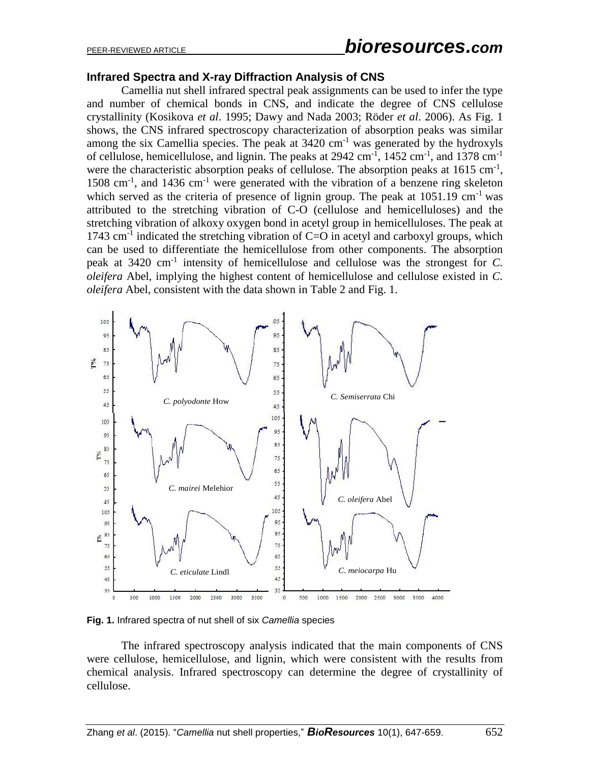### Infrared Spectra and X-ray Diffraction Analysis of CNS

Camellia nut shell infrared spectral peak assignments can be used to infer the type and number of chemical bonds in CNS, and indicate the degree of CNS cellulose crystallinity (Kosikova *et al*. 1995; Dawy and Nada 2003; Röder *et al*. 2006). As Fig. 1 shows, the CNS infrared spectroscopy characterization of absorption peaks was similar among the six Camellia species. The peak at 3420 $cm^{-1}$ was generated by the hydroxyls of cellulose, hemicellulose, and lignin. The peaks at 2942 $cm^{-1}$, 1452 $cm^{-1}$, and 1378 $cm^{-1}$ were the characteristic absorption peaks of cellulose. The absorption peaks at 1615 $cm^{-1}$, 1508 $cm^{-1}$, and 1436 $cm^{-1}$ were generated with the vibration of a benzene ring skeleton which served as the criteria of presence of lignin group. The peak at 1051.19 $cm^{-1}$ was attributed to the stretching vibration of C-O (cellulose and hemicelluloses) and the stretching vibration of alkoxy oxygen bond in acetyl group in hemicelluloses. The peak at 1743 $cm^{-1}$ indicated the stretching vibration of C=O in acetyl and carboxyl groups, which can be used to differentiate the hemicellulose from other components. The absorption peak at 3420 $cm^{-1}$ intensity of hemicellulose and cellulose was the strongest for *C. oleifera* Abel, implying the highest content of hemicellulose and cellulose existed in *C. oleifera* Abel, consistent with the data shown in Table 2 and Fig. 1.

**Fig. 1.** Infrared spectra of nut shell of six *Camellia* species

The infrared spectroscopy analysis indicated that the main components of CNS were cellulose, hemicellulose, and lignin, which were consistent with the results from chemical analysis. Infrared spectroscopy can determine the degree of crystallinity of cellulose.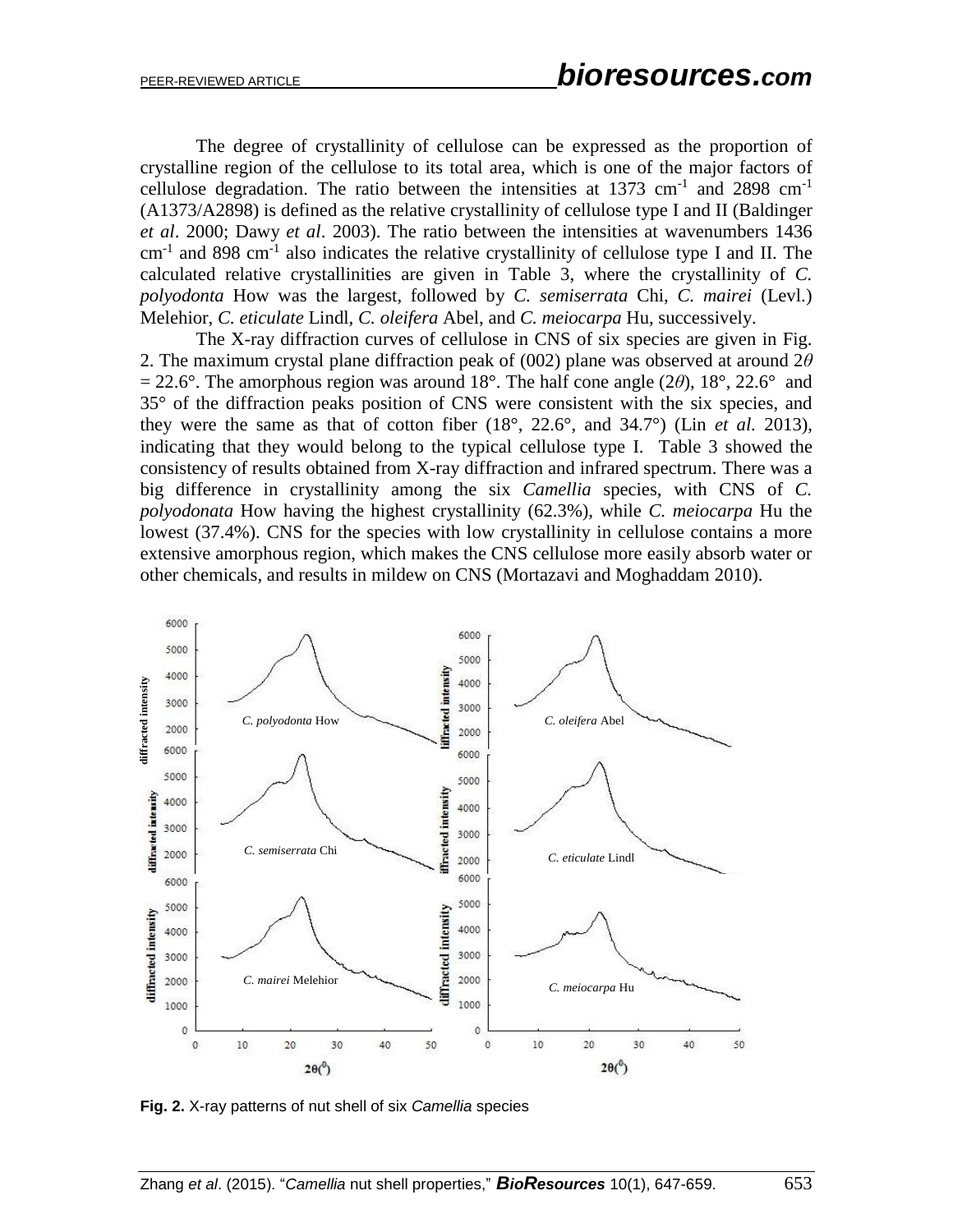The degree of crystallinity of cellulose can be expressed as the proportion of crystalline region of the cellulose to its total area, which is one of the major factors of cellulose degradation. The ratio between the intensities at 1373 $cm^{-1}$ and 2898 $cm^{-1}$ (A1373/A2898) is defined as the relative crystallinity of cellulose type I and II (Baldinger *et al*. 2000; Dawy *et al*. 2003). The ratio between the intensities at wavenumbers 1436 $cm^{-1}$ and 898 $cm^{-1}$ also indicates the relative crystallinity of cellulose type I and II. The calculated relative crystallinities are given in Table 3, where the crystallinity of *C. polyodonta* How was the largest, followed by *C. semiserrata* Chi, *C. mairei* (Levl.) Melehior, *C. eticulate* Lindl, *C. oleifera* Abel, and *C. meiocarpa* Hu, successively.

The X-ray diffraction curves of cellulose in CNS of six species are given in Fig. 2. The maximum crystal plane diffraction peak of (002) plane was observed at around $2\theta = 22.6°$. The amorphous region was around 18°. The half cone angle ($2\theta$), 18°, 22.6° and 35° of the diffraction peaks position of CNS were consistent with the six species, and they were the same as that of cotton fiber (18°, 22.6°, and 34.7°) (Lin *et al.* 2013), indicating that they would belong to the typical cellulose type I. Table 3 showed the consistency of results obtained from X-ray diffraction and infrared spectrum. There was a big difference in crystallinity among the six *Camellia* species, with CNS of *C. polyodonata* How having the highest crystallinity (62.3%), while *C. meiocarpa* Hu the lowest (37.4%). CNS for the species with low crystallinity in cellulose contains a more extensive amorphous region, which makes the CNS cellulose more easily absorb water or other chemicals, and results in mildew on CNS (Mortazavi and Moghaddam 2010).

**Fig. 2.** X-ray patterns of nut shell of six *Camellia* species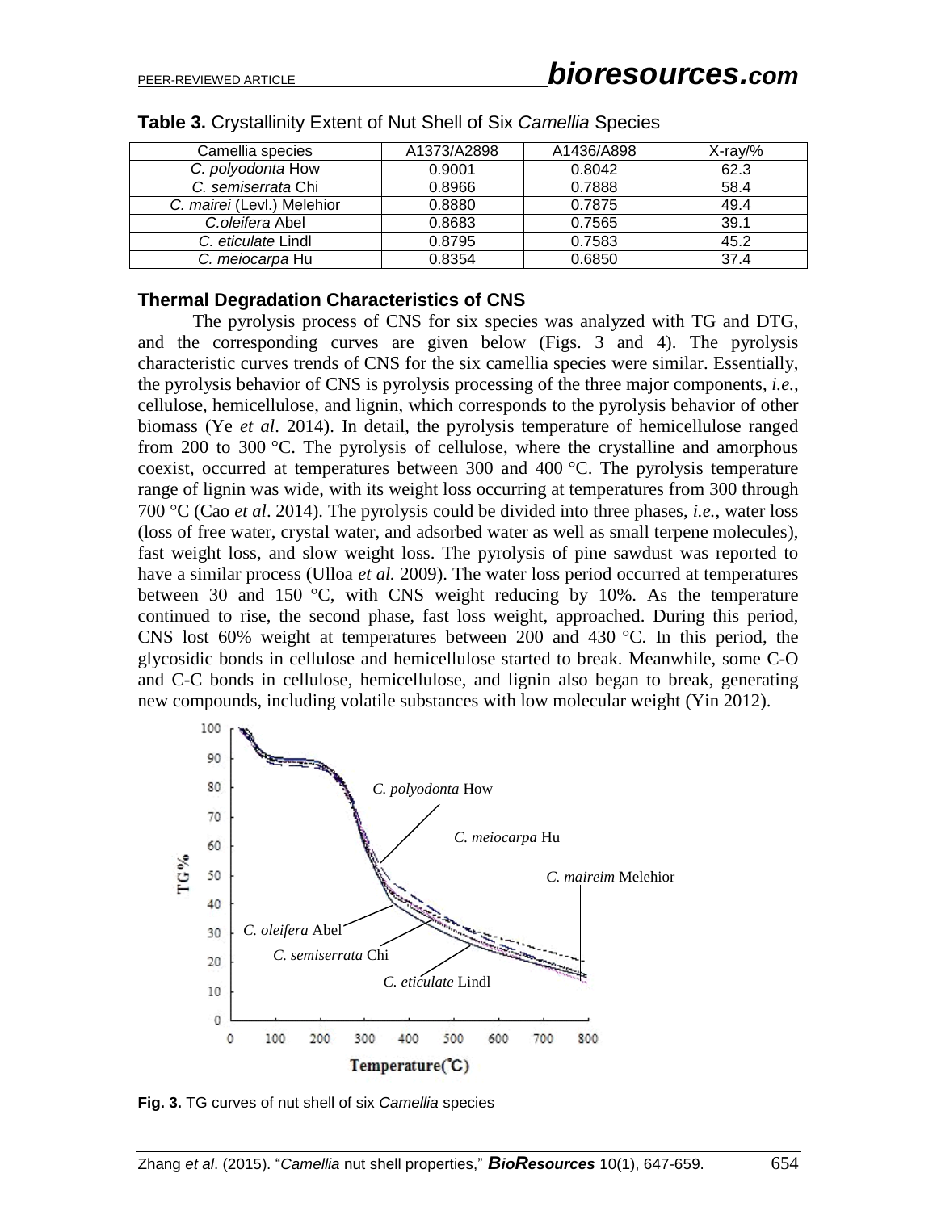**Table 3.** Crystallinity Extent of Nut Shell of Six *Camellia* Species

| Camellia species | A1373/A2898 | A1436/A898 | X-ray/% |
|---|---|---|---|
| *C. polyodonta* How | 0.9001 | 0.8042 | 62.3 |
| *C. semiserrata* Chi | 0.8966 | 0.7888 | 58.4 |
| *C. mairei* (Levl.) Melehior | 0.8880 | 0.7875 | 49.4 |
| *C.oleifera* Abel | 0.8683 | 0.7565 | 39.1 |
| *C. eticulate* Lindl | 0.8795 | 0.7583 | 45.2 |
| *C. meiocarpa* Hu | 0.8354 | 0.6850 | 37.4 |

### Thermal Degradation Characteristics of CNS

The pyrolysis process of CNS for six species was analyzed with TG and DTG, and the corresponding curves are given below (Figs. 3 and 4). The pyrolysis characteristic curves trends of CNS for the six camellia species were similar. Essentially, the pyrolysis behavior of CNS is pyrolysis processing of the three major components, *i.e.*, cellulose, hemicellulose, and lignin, which corresponds to the pyrolysis behavior of other biomass (Ye *et al*. 2014). In detail, the pyrolysis temperature of hemicellulose ranged from 200 to 300 °C. The pyrolysis of cellulose, where the crystalline and amorphous coexist, occurred at temperatures between 300 and 400 °C. The pyrolysis temperature range of lignin was wide, with its weight loss occurring at temperatures from 300 through 700 °C (Cao *et al*. 2014). The pyrolysis could be divided into three phases, *i.e.*, water loss (loss of free water, crystal water, and adsorbed water as well as small terpene molecules), fast weight loss, and slow weight loss. The pyrolysis of pine sawdust was reported to have a similar process (Ulloa *et al.* 2009). The water loss period occurred at temperatures between 30 and 150 °C, with CNS weight reducing by 10%. As the temperature continued to rise, the second phase, fast loss weight, approached. During this period, CNS lost 60% weight at temperatures between 200 and 430 °C. In this period, the glycosidic bonds in cellulose and hemicellulose started to break. Meanwhile, some C-O and C-C bonds in cellulose, hemicellulose, and lignin also began to break, generating new compounds, including volatile substances with low molecular weight (Yin 2012).

**Fig. 3.** TG curves of nut shell of six *Camellia* species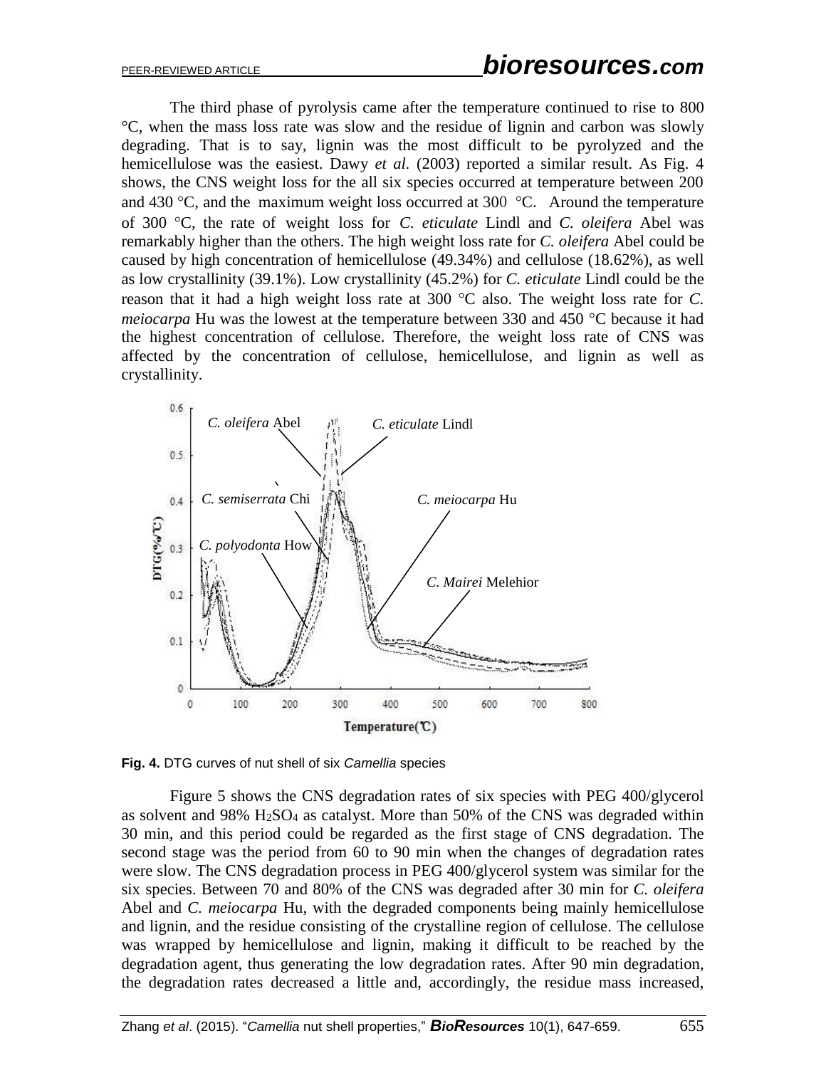The third phase of pyrolysis came after the temperature continued to rise to 800 °C, when the mass loss rate was slow and the residue of lignin and carbon was slowly degrading. That is to say, lignin was the most difficult to be pyrolyzed and the hemicellulose was the easiest. Dawy *et al.* (2003) reported a similar result. As Fig. 4 shows, the CNS weight loss for the all six species occurred at temperature between 200 and 430 °C, and the maximum weight loss occurred at 300 °C. Around the temperature of 300 °C, the rate of weight loss for *C. eticulate* Lindl and *C. oleifera* Abel was remarkably higher than the others. The high weight loss rate for *C. oleifera* Abel could be caused by high concentration of hemicellulose (49.34%) and cellulose (18.62%), as well as low crystallinity (39.1%). Low crystallinity (45.2%) for *C. eticulate* Lindl could be the reason that it had a high weight loss rate at 300 °C also. The weight loss rate for *C. meiocarpa* Hu was the lowest at the temperature between 330 and 450 °C because it had the highest concentration of cellulose. Therefore, the weight loss rate of CNS was affected by the concentration of cellulose, hemicellulose, and lignin as well as crystallinity.

**Fig. 4.** DTG curves of nut shell of six *Camellia* species

Figure 5 shows the CNS degradation rates of six species with PEG 400/glycerol as solvent and 98% $H_2SO_4$ as catalyst. More than 50% of the CNS was degraded within 30 min, and this period could be regarded as the first stage of CNS degradation. The second stage was the period from 60 to 90 min when the changes of degradation rates were slow. The CNS degradation process in PEG 400/glycerol system was similar for the six species. Between 70 and 80% of the CNS was degraded after 30 min for *C. oleifera* Abel and *C. meiocarpa* Hu, with the degraded components being mainly hemicellulose and lignin, and the residue consisting of the crystalline region of cellulose. The cellulose was wrapped by hemicellulose and lignin, making it difficult to be reached by the degradation agent, thus generating the low degradation rates. After 90 min degradation, the degradation rates decreased a little and, accordingly, the residue mass increased,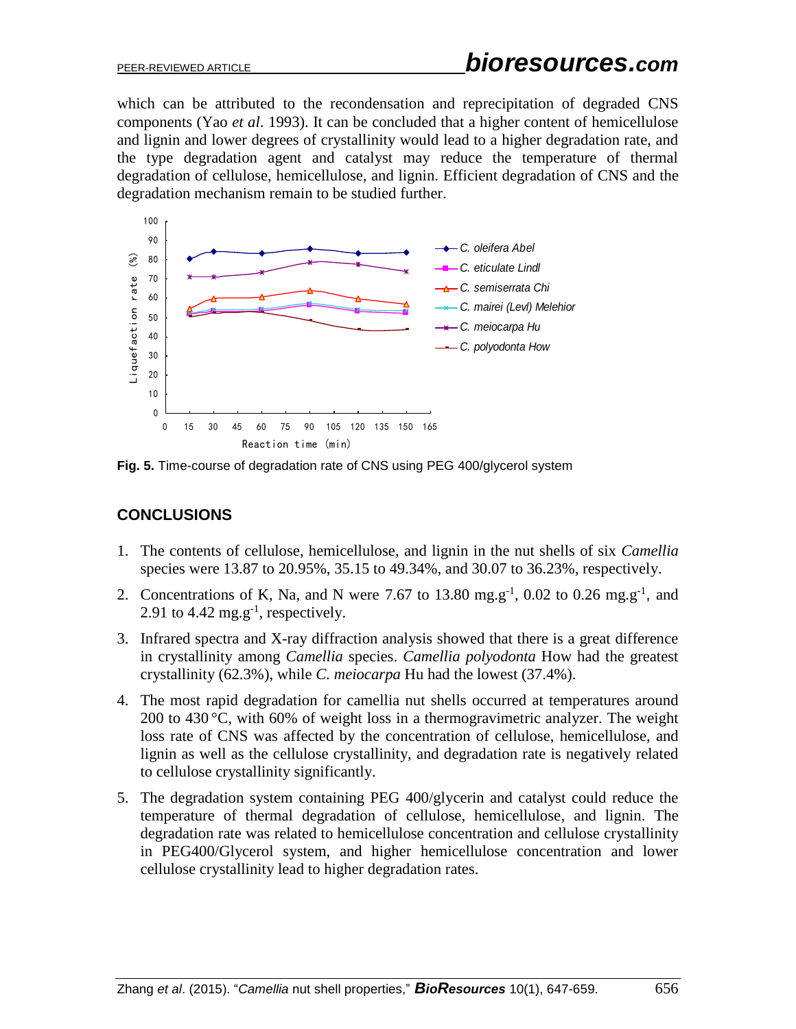which can be attributed to the recondensation and reprecipitation of degraded CNS components (Yao *et al*. 1993). It can be concluded that a higher content of hemicellulose and lignin and lower degrees of crystallinity would lead to a higher degradation rate, and the type degradation agent and catalyst may reduce the temperature of thermal degradation of cellulose, hemicellulose, and lignin. Efficient degradation of CNS and the degradation mechanism remain to be studied further.

**Fig. 5.** Time-course of degradation rate of CNS using PEG 400/glycerol system

## CONCLUSIONS

1. The contents of cellulose, hemicellulose, and lignin in the nut shells of six *Camellia* species were 13.87 to 20.95%, 35.15 to 49.34%, and 30.07 to 36.23%, respectively.
2. Concentrations of K, Na, and N were 7.67 to 13.80 $mg.g^{-1}$, 0.02 to 0.26 $mg.g^{-1}$, and 2.91 to 4.42 $mg.g^{-1}$, respectively.
3. Infrared spectra and X-ray diffraction analysis showed that there is a great difference in crystallinity among *Camellia* species. *Camellia polyodonta* How had the greatest crystallinity (62.3%), while *C. meiocarpa* Hu had the lowest (37.4%).
4. The most rapid degradation for camellia nut shells occurred at temperatures around 200 to 430 °C, with 60% of weight loss in a thermogravimetric analyzer. The weight loss rate of CNS was affected by the concentration of cellulose, hemicellulose, and lignin as well as the cellulose crystallinity, and degradation rate is negatively related to cellulose crystallinity significantly.
5. The degradation system containing PEG 400/glycerin and catalyst could reduce the temperature of thermal degradation of cellulose, hemicellulose, and lignin. The degradation rate was related to hemicellulose concentration and cellulose crystallinity in PEG400/Glycerol system, and higher hemicellulose concentration and lower cellulose crystallinity lead to higher degradation rates.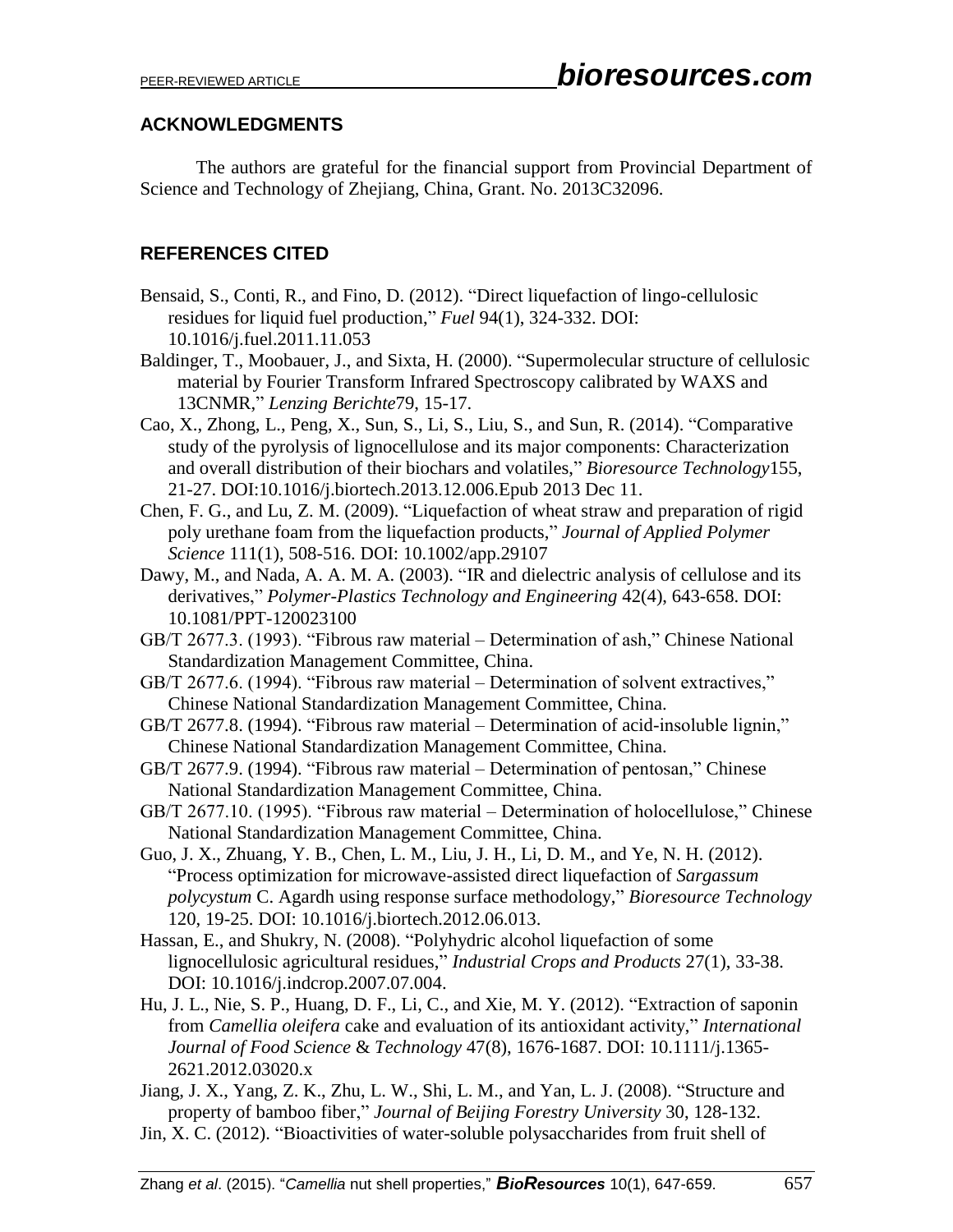## ACKNOWLEDGMENTS

The authors are grateful for the financial support from Provincial Department of Science and Technology of Zhejiang, China, Grant. No. 2013C32096.

## REFERENCES CITED

Bensaid, S., Conti, R., and Fino, D. (2012). "Direct liquefaction of lingo-cellulosic residues for liquid fuel production," *Fuel* 94(1), 324-332. DOI: 10.1016/j.fuel.2011.11.053

Baldinger, T., Moobauer, J., and Sixta, H. (2000). "Supermolecular structure of cellulosic material by Fourier Transform Infrared Spectroscopy calibrated by WAXS and 13CNMR," *Lenzing Berichte*79, 15-17.

Cao, X., Zhong, L., Peng, X., Sun, S., Li, S., Liu, S., and Sun, R. (2014). "Comparative study of the pyrolysis of lignocellulose and its major components: Characterization and overall distribution of their biochars and volatiles," *Bioresource Technology*155, 21-27. DOI:10.1016/j.biortech.2013.12.006.Epub 2013 Dec 11.

Chen, F. G., and Lu, Z. M. (2009). "Liquefaction of wheat straw and preparation of rigid poly urethane foam from the liquefaction products," *Journal of Applied Polymer Science* 111(1), 508-516. DOI: 10.1002/app.29107

Dawy, M., and Nada, A. A. M. A. (2003). "IR and dielectric analysis of cellulose and its derivatives," *Polymer-Plastics Technology and Engineering* 42(4), 643-658. DOI: 10.1081/PPT-120023100

GB/T 2677.3. (1993). "Fibrous raw material – Determination of ash," Chinese National Standardization Management Committee, China.

GB/T 2677.6. (1994). "Fibrous raw material – Determination of solvent extractives," Chinese National Standardization Management Committee, China.

GB/T 2677.8. (1994). "Fibrous raw material – Determination of acid-insoluble lignin," Chinese National Standardization Management Committee, China.

GB/T 2677.9. (1994). "Fibrous raw material – Determination of pentosan," Chinese National Standardization Management Committee, China.

GB/T 2677.10. (1995). "Fibrous raw material – Determination of holocellulose," Chinese National Standardization Management Committee, China.

Guo, J. X., Zhuang, Y. B., Chen, L. M., Liu, J. H., Li, D. M., and Ye, N. H. (2012). "Process optimization for microwave-assisted direct liquefaction of *Sargassum polycystum* C. Agardh using response surface methodology," *Bioresource Technology* 120, 19-25. DOI: 10.1016/j.biortech.2012.06.013.

Hassan, E., and Shukry, N. (2008). "Polyhydric alcohol liquefaction of some lignocellulosic agricultural residues," *Industrial Crops and Products* 27(1), 33-38. DOI: 10.1016/j.indcrop.2007.07.004.

Hu, J. L., Nie, S. P., Huang, D. F., Li, C., and Xie, M. Y. (2012). "Extraction of saponin from *Camellia oleifera* cake and evaluation of its antioxidant activity," *International Journal of Food Science* & *Technology* 47(8), 1676-1687. DOI: 10.1111/j.1365-2621.2012.03020.x

Jiang, J. X., Yang, Z. K., Zhu, L. W., Shi, L. M., and Yan, L. J. (2008). "Structure and property of bamboo fiber," *Journal of Beijing Forestry University* 30, 128-132.

Jin, X. C. (2012). "Bioactivities of water-soluble polysaccharides from fruit shell of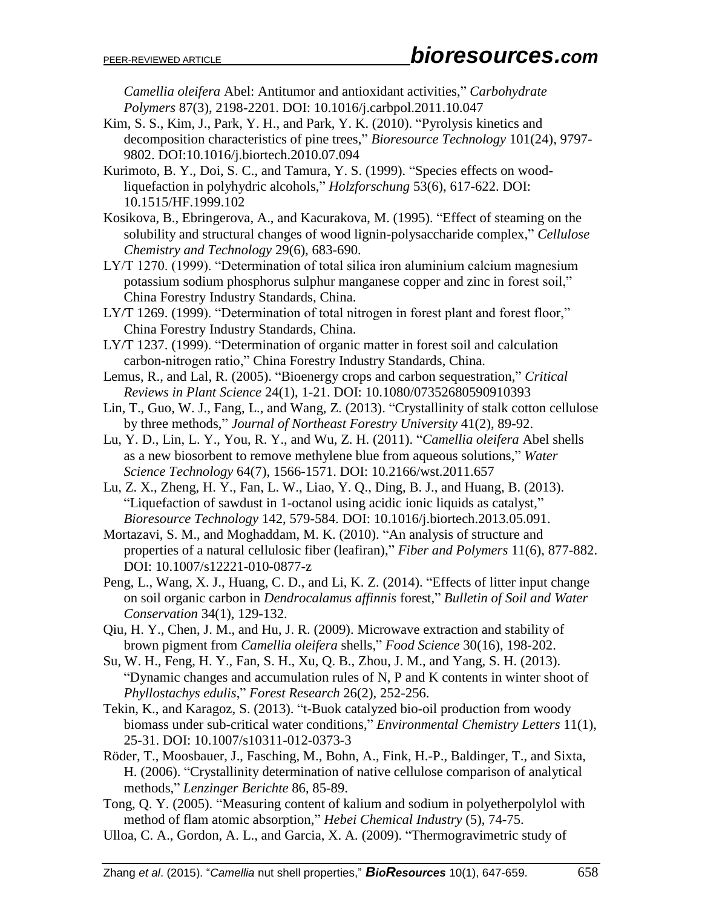*Camellia oleifera* Abel: Antitumor and antioxidant activities," *Carbohydrate Polymers* 87(3), 2198-2201. DOI: 10.1016/j.carbpol.2011.10.047

Kim, S. S., Kim, J., Park, Y. H., and Park, Y. K. (2010). "Pyrolysis kinetics and decomposition characteristics of pine trees," *Bioresource Technology* 101(24), 9797-9802. DOI:10.1016/j.biortech.2010.07.094

Kurimoto, B. Y., Doi, S. C., and Tamura, Y. S. (1999). "Species effects on wood-liquefaction in polyhydric alcohols," *Holzforschung* 53(6), 617-622. DOI: 10.1515/HF.1999.102

Kosikova, B., Ebringerova, A., and Kacurakova, M. (1995). "Effect of steaming on the solubility and structural changes of wood lignin-polysaccharide complex," *Cellulose Chemistry and Technology* 29(6), 683-690.

LY/T 1270. (1999). "Determination of total silica iron aluminium calcium magnesium potassium sodium phosphorus sulphur manganese copper and zinc in forest soil," China Forestry Industry Standards, China.

LY/T 1269. (1999). "Determination of total nitrogen in forest plant and forest floor," China Forestry Industry Standards, China.

LY/T 1237. (1999). "Determination of organic matter in forest soil and calculation carbon-nitrogen ratio," China Forestry Industry Standards, China.

Lemus, R., and Lal, R. (2005). "Bioenergy crops and carbon sequestration," *Critical Reviews in Plant Science* 24(1), 1-21. DOI: 10.1080/07352680590910393

Lin, T., Guo, W. J., Fang, L., and Wang, Z. (2013). "Crystallinity of stalk cotton cellulose by three methods," *Journal of Northeast Forestry University* 41(2), 89-92.

Lu, Y. D., Lin, L. Y., You, R. Y., and Wu, Z. H. (2011). "*Camellia oleifera* Abel shells as a new biosorbent to remove methylene blue from aqueous solutions," *Water Science Technology* 64(7), 1566-1571. DOI: 10.2166/wst.2011.657

Lu, Z. X., Zheng, H. Y., Fan, L. W., Liao, Y. Q., Ding, B. J., and Huang, B. (2013). "Liquefaction of sawdust in 1-octanol using acidic ionic liquids as catalyst," *Bioresource Technology* 142, 579-584. DOI: 10.1016/j.biortech.2013.05.091.

Mortazavi, S. M., and Moghaddam, M. K. (2010). "An analysis of structure and properties of a natural cellulosic fiber (leafiran)," *Fiber and Polymers* 11(6), 877-882. DOI: 10.1007/s12221-010-0877-z

Peng, L., Wang, X. J., Huang, C. D., and Li, K. Z. (2014). "Effects of litter input change on soil organic carbon in *Dendrocalamus affinnis* forest," *Bulletin of Soil and Water Conservation* 34(1), 129-132.

Qiu, H. Y., Chen, J. M., and Hu, J. R. (2009). Microwave extraction and stability of brown pigment from *Camellia oleifera* shells," *Food Science* 30(16), 198-202.

Su, W. H., Feng, H. Y., Fan, S. H., Xu, Q. B., Zhou, J. M., and Yang, S. H. (2013). "Dynamic changes and accumulation rules of N, P and K contents in winter shoot of *Phyllostachys edulis*," *Forest Research* 26(2), 252-256.

Tekin, K., and Karagoz, S. (2013). "t-Buok catalyzed bio-oil production from woody biomass under sub-critical water conditions," *Environmental Chemistry Letters* 11(1), 25-31. DOI: 10.1007/s10311-012-0373-3

Röder, T., Moosbauer, J., Fasching, M., Bohn, A., Fink, H.-P., Baldinger, T., and Sixta, H. (2006). "Crystallinity determination of native cellulose comparison of analytical methods," *Lenzinger Berichte* 86, 85-89.

Tong, Q. Y. (2005). "Measuring content of kalium and sodium in polyetherpolylol with method of flam atomic absorption," *Hebei Chemical Industry* (5), 74-75.

Ulloa, C. A., Gordon, A. L., and Garcia, X. A. (2009). "Thermogravimetric study of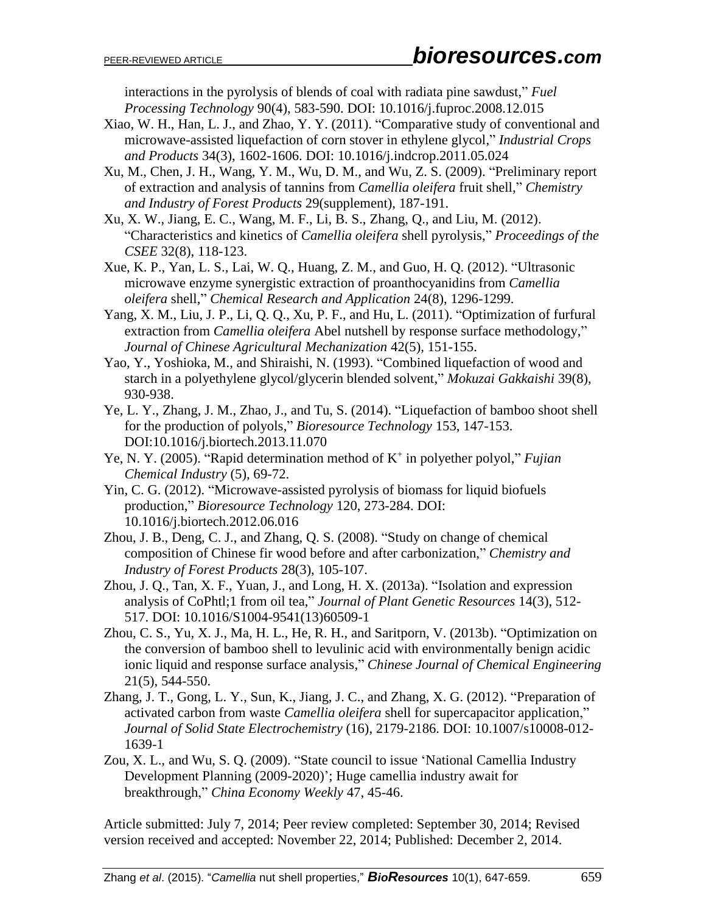interactions in the pyrolysis of blends of coal with radiata pine sawdust," *Fuel Processing Technology* 90(4), 583-590. DOI: 10.1016/j.fuproc.2008.12.015

Xiao, W. H., Han, L. J., and Zhao, Y. Y. (2011). "Comparative study of conventional and microwave-assisted liquefaction of corn stover in ethylene glycol," *Industrial Crops and Products* 34(3), 1602-1606. DOI: 10.1016/j.indcrop.2011.05.024

Xu, M., Chen, J. H., Wang, Y. M., Wu, D. M., and Wu, Z. S. (2009). "Preliminary report of extraction and analysis of tannins from *Camellia oleifera* fruit shell," *Chemistry and Industry of Forest Products* 29(supplement), 187-191.

Xu, X. W., Jiang, E. C., Wang, M. F., Li, B. S., Zhang, Q., and Liu, M. (2012). "Characteristics and kinetics of *Camellia oleifera* shell pyrolysis," *Proceedings of the CSEE* 32(8), 118-123.

Xue, K. P., Yan, L. S., Lai, W. Q., Huang, Z. M., and Guo, H. Q. (2012). "Ultrasonic microwave enzyme synergistic extraction of proanthocyanidins from *Camellia oleifera* shell," *Chemical Research and Application* 24(8), 1296-1299.

Yang, X. M., Liu, J. P., Li, Q. Q., Xu, P. F., and Hu, L. (2011). "Optimization of furfural extraction from *Camellia oleifera* Abel nutshell by response surface methodology," *Journal of Chinese Agricultural Mechanization* 42(5), 151-155.

Yao, Y., Yoshioka, M., and Shiraishi, N. (1993). "Combined liquefaction of wood and starch in a polyethylene glycol/glycerin blended solvent," *Mokuzai Gakkaishi* 39(8), 930-938.

Ye, L. Y., Zhang, J. M., Zhao, J., and Tu, S. (2014). "Liquefaction of bamboo shoot shell for the production of polyols," *Bioresource Technology* 153, 147-153. DOI:10.1016/j.biortech.2013.11.070

Ye, N. Y. (2005). "Rapid determination method of $K^+$ in polyether polyol," *Fujian Chemical Industry* (5), 69-72.

Yin, C. G. (2012). "Microwave-assisted pyrolysis of biomass for liquid biofuels production," *Bioresource Technology* 120, 273-284. DOI: 10.1016/j.biortech.2012.06.016

Zhou, J. B., Deng, C. J., and Zhang, Q. S. (2008). "Study on change of chemical composition of Chinese fir wood before and after carbonization," *Chemistry and Industry of Forest Products* 28(3), 105-107.

Zhou, J. Q., Tan, X. F., Yuan, J., and Long, H. X. (2013a). "Isolation and expression analysis of CoPhtl;1 from oil tea," *Journal of Plant Genetic Resources* 14(3), 512-517. DOI: 10.1016/S1004-9541(13)60509-1

Zhou, C. S., Yu, X. J., Ma, H. L., He, R. H., and Saritporn, V. (2013b). "Optimization on the conversion of bamboo shell to levulinic acid with environmentally benign acidic ionic liquid and response surface analysis," *Chinese Journal of Chemical Engineering* 21(5), 544-550.

Zhang, J. T., Gong, L. Y., Sun, K., Jiang, J. C., and Zhang, X. G. (2012). "Preparation of activated carbon from waste *Camellia oleifera* shell for supercapacitor application," *Journal of Solid State Electrochemistry* (16), 2179-2186. DOI: 10.1007/s10008-012-1639-1

Zou, X. L., and Wu, S. Q. (2009). "State council to issue 'National Camellia Industry Development Planning (2009-2020)'; Huge camellia industry await for breakthrough," *China Economy Weekly* 47, 45-46.

Article submitted: July 7, 2014; Peer review completed: September 30, 2014; Revised version received and accepted: November 22, 2014; Published: December 2, 2014.